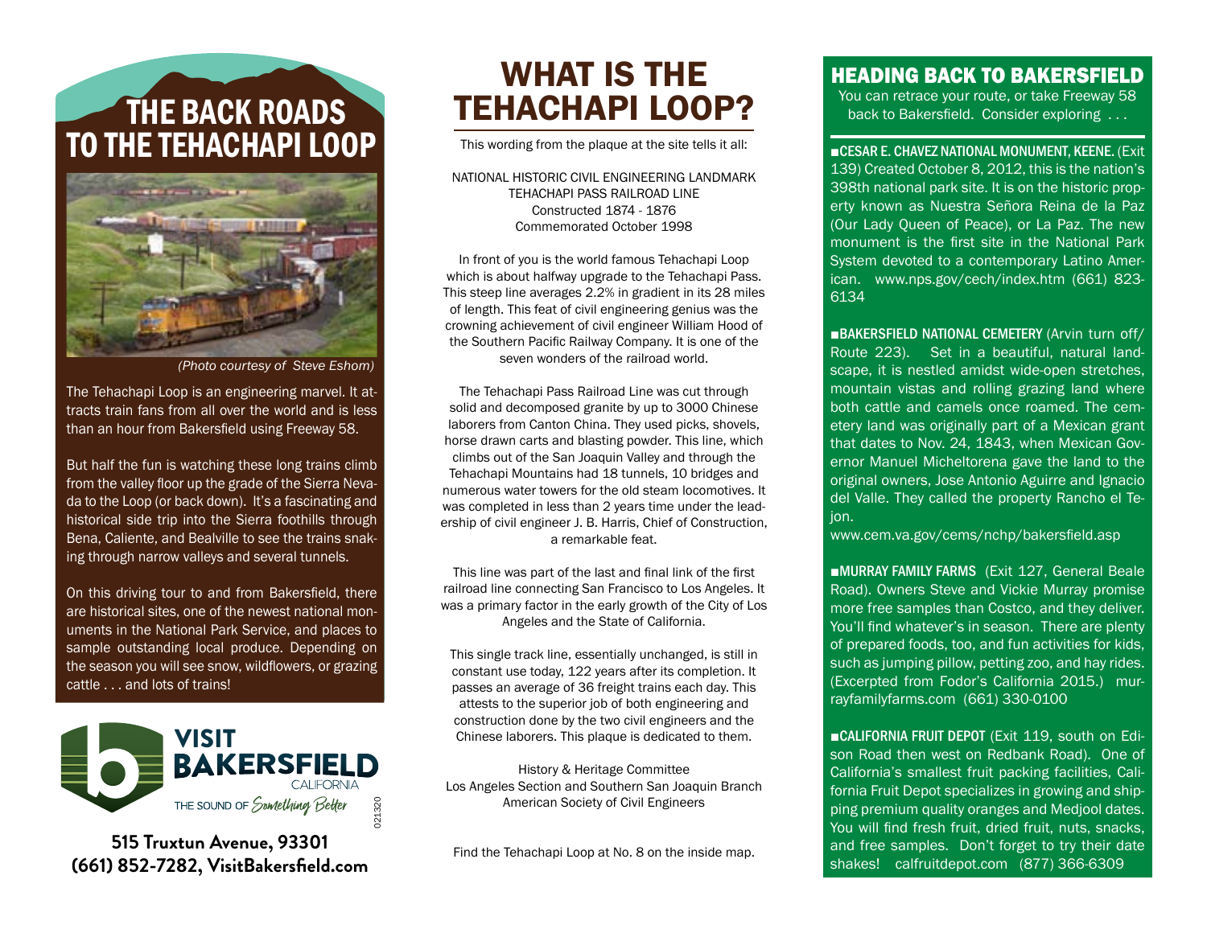# THE BACK ROADS TO THE TEHACHAPI LOOP

*(Photo courtesy of Steve Eshom)*

The Tehachapi Loop is an engineering marvel. It attracts train fans from all over the world and is less than an hour from Bakersfield using Freeway 58.

But half the fun is watching these long trains climb from the valley floor up the grade of the Sierra Nevada to the Loop (or back down). It's a fascinating and historical side trip into the Sierra foothills through Bena, Caliente, and Bealville to see the trains snaking through narrow valleys and several tunnels.

On this driving tour to and from Bakersfield, there are historical sites, one of the newest national monuments in the National Park Service, and places to sample outstanding local produce. Depending on the season you will see snow, wildflowers, or grazing cattle . . . and lots of trains!

VISIT BAKERSFIELD CALIFORNIA
THE SOUND OF Something Better

021320

**515 Truxtun Avenue, 93301**
**(661) 852-7282, VisitBakersfield.com**

# WHAT IS THE TEHACHAPI LOOP?

This wording from the plaque at the site tells it all:

NATIONAL HISTORIC CIVIL ENGINEERING LANDMARK
TEHACHAPI PASS RAILROAD LINE
Constructed 1874 - 1876
Commemorated October 1998

In front of you is the world famous Tehachapi Loop which is about halfway upgrade to the Tehachapi Pass. This steep line averages 2.2% in gradient in its 28 miles of length. This feat of civil engineering genius was the crowning achievement of civil engineer William Hood of the Southern Pacific Railway Company. It is one of the seven wonders of the railroad world.

The Tehachapi Pass Railroad Line was cut through solid and decomposed granite by up to 3000 Chinese laborers from Canton China. They used picks, shovels, horse drawn carts and blasting powder. This line, which climbs out of the San Joaquin Valley and through the Tehachapi Mountains had 18 tunnels, 10 bridges and numerous water towers for the old steam locomotives. It was completed in less than 2 years time under the leadership of civil engineer J. B. Harris, Chief of Construction, a remarkable feat.

This line was part of the last and final link of the first railroad line connecting San Francisco to Los Angeles. It was a primary factor in the early growth of the City of Los Angeles and the State of California.

This single track line, essentially unchanged, is still in constant use today, 122 years after its completion. It passes an average of 36 freight trains each day. This attests to the superior job of both engineering and construction done by the two civil engineers and the Chinese laborers. This plaque is dedicated to them.

History & Heritage Committee
Los Angeles Section and Southern San Joaquin Branch
American Society of Civil Engineers

Find the Tehachapi Loop at No. 8 on the inside map.

# HEADING BACK TO BAKERSFIELD

You can retrace your route, or take Freeway 58 back to Bakersfield. Consider exploring . . .

■**CESAR E. CHAVEZ NATIONAL MONUMENT, KEENE.** (Exit 139) Created October 8, 2012, this is the nation's 398th national park site. It is on the historic property known as Nuestra Señora Reina de la Paz (Our Lady Queen of Peace), or La Paz. The new monument is the first site in the National Park System devoted to a contemporary Latino American. www.nps.gov/cech/index.htm (661) 823-6134

■**BAKERSFIELD NATIONAL CEMETERY** (Arvin turn off/ Route 223). Set in a beautiful, natural landscape, it is nestled amidst wide-open stretches, mountain vistas and rolling grazing land where both cattle and camels once roamed. The cemetery land was originally part of a Mexican grant that dates to Nov. 24, 1843, when Mexican Governor Manuel Micheltorena gave the land to the original owners, Jose Antonio Aguirre and Ignacio del Valle. They called the property Rancho el Tejon.
www.cem.va.gov/cems/nchp/bakersfield.asp

■**MURRAY FAMILY FARMS** (Exit 127, General Beale Road). Owners Steve and Vickie Murray promise more free samples than Costco, and they deliver. You'll find whatever's in season. There are plenty of prepared foods, too, and fun activities for kids, such as jumping pillow, petting zoo, and hay rides. (Excerpted from Fodor's California 2015.) murrayfamilyfarms.com (661) 330-0100

■**CALIFORNIA FRUIT DEPOT** (Exit 119, south on Edison Road then west on Redbank Road). One of California's smallest fruit packing facilities, California Fruit Depot specializes in growing and shipping premium quality oranges and Medjool dates. You will find fresh fruit, dried fruit, nuts, snacks, and free samples. Don't forget to try their date shakes! calfruitdepot.com (877) 366-6309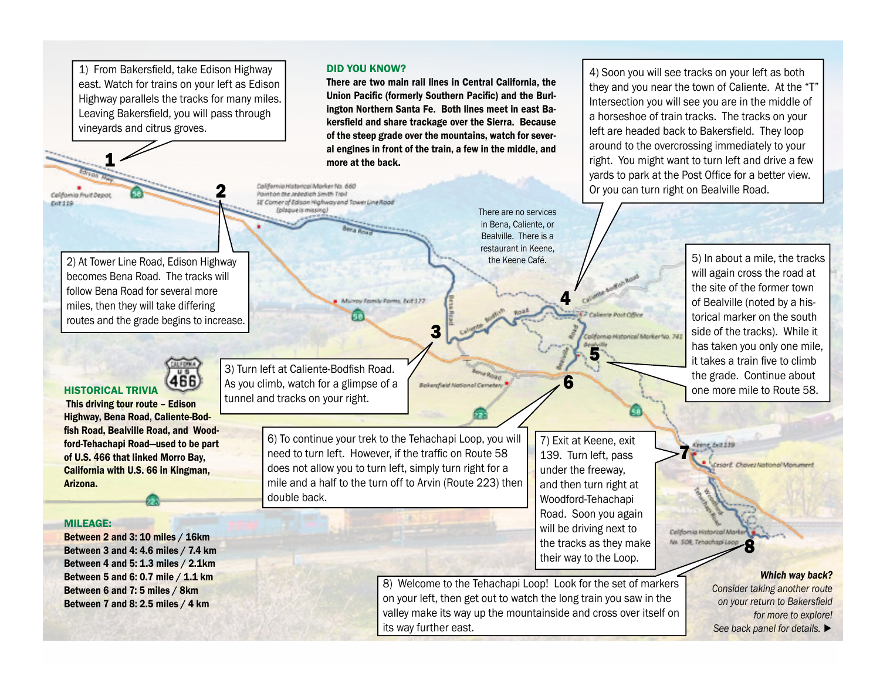1) From Bakersfield, take Edison Highway east. Watch for trains on your left as Edison Highway parallels the tracks for many miles. Leaving Bakersfield, you will pass through vineyards and citrus groves.

2) At Tower Line Road, Edison Highway becomes Bena Road. The tracks will follow Bena Road for several more miles, then they will take differing routes and the grade begins to increase.

3) Turn left at Caliente-Bodfish Road. As you climb, watch for a glimpse of a tunnel and tracks on your right.

4) Soon you will see tracks on your left as both they and you near the town of Caliente. At the "T" Intersection you will see you are in the middle of a horseshoe of train tracks. The tracks on your left are headed back to Bakersfield. They loop around to the overcrossing immediately to your right. You might want to turn left and drive a few yards to park at the Post Office for a better view. Or you can turn right on Bealville Road.

5) In about a mile, the tracks will again cross the road at the site of the former town of Bealville (noted by a historical marker on the south side of the tracks). While it has taken you only one mile, it takes a train five to climb the grade. Continue about one more mile to Route 58.

6) To continue your trek to the Tehachapi Loop, you will need to turn left. However, if the traffic on Route 58 does not allow you to turn left, simply turn right for a mile and a half to the turn off to Arvin (Route 223) then double back.

7) Exit at Keene, exit 139. Turn left, pass under the freeway, and then turn right at Woodford-Tehachapi Road. Soon you again will be driving next to the tracks as they make their way to the Loop.

8) Welcome to the Tehachapi Loop! Look for the set of markers on your left, then get out to watch the long train you saw in the valley make its way up the mountainside and cross over itself on its way further east.

## DID YOU KNOW?

**There are two main rail lines in Central California, the Union Pacific (formerly Southern Pacific) and the Burlington Northern Santa Fe. Both lines meet in east Bakersfield and share trackage over the Sierra. Because of the steep grade over the mountains, watch for several engines in front of the train, a few in the middle, and more at the back.**

There are no services in Bena, Caliente, or Bealville. There is a restaurant in Keene, the Keene Café.

California Fruit Depot, Exit 119

California Historical Marker No. 660
Point on the Jedediah Smith Trail
SE Corner of Edison Highway and Tower Line Road
(plaque is missing)

Edison Hwy

Bena Road

Murray Family Farms, Exit 177

Bena Road

Caliente-Bodfish Road

Caliente-Bodfish Road

Caliente Post Office

California Historical Marker No. 741 Bealville

Bealville Road

Bakersfield National Cemetery

Keene, Exit 139

César E. Chavez National Monument

Woodford-Tehachapi Road

California Historical Marker No. 508, Tehachapi Loop

## HISTORICAL TRIVIA

**This driving tour route – Edison Highway, Bena Road, Caliente-Bodfish Road, Bealville Road, and Woodford-Tehachapi Road—used to be part of U.S. 466 that linked Morro Bay, California with U.S. 66 in Kingman, Arizona.**

## MILEAGE:

**Between 2 and 3: 10 miles / 16km**
**Between 3 and 4: 4.6 miles / 7.4 km**
**Between 4 and 5: 1.3 miles / 2.1km**
**Between 5 and 6: 0.7 mile / 1.1 km**
**Between 6 and 7: 5 miles / 8km**
**Between 7 and 8: 2.5 miles / 4 km**

***Which way back?***

*Consider taking another route on your return to Bakersfield for more to explore!*
*See back panel for details.* ▶